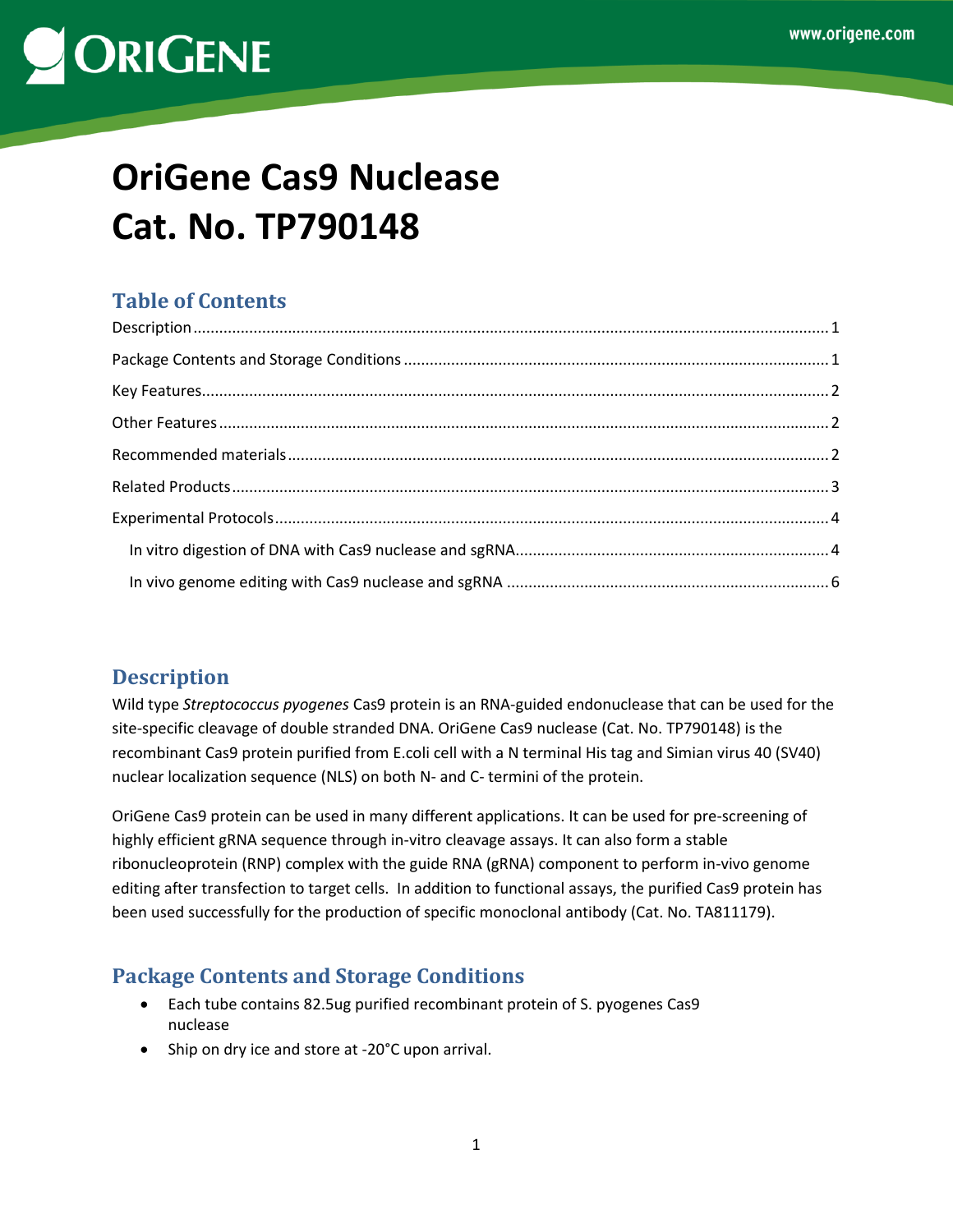# OriGene Cas9 Nuclease
# Cat. No. TP790148

## Table of Contents

Description ........ 1
Package Contents and Storage Conditions ........ 1
Key Features ........ 2
Other Features ........ 2
Recommended materials ........ 2
Related Products ........ 3
Experimental Protocols ........ 4
  In vitro digestion of DNA with Cas9 nuclease and sgRNA ........ 4
  In vivo genome editing with Cas9 nuclease and sgRNA ........ 6

## Description

Wild type *Streptococcus pyogenes* Cas9 protein is an RNA-guided endonuclease that can be used for the site-specific cleavage of double stranded DNA. OriGene Cas9 nuclease (Cat. No. TP790148) is the recombinant Cas9 protein purified from E.coli cell with a N terminal His tag and Simian virus 40 (SV40) nuclear localization sequence (NLS) on both N- and C- termini of the protein.

OriGene Cas9 protein can be used in many different applications. It can be used for pre-screening of highly efficient gRNA sequence through in-vitro cleavage assays. It can also form a stable ribonucleoprotein (RNP) complex with the guide RNA (gRNA) component to perform in-vivo genome editing after transfection to target cells. In addition to functional assays, the purified Cas9 protein has been used successfully for the production of specific monoclonal antibody (Cat. No. TA811179).

## Package Contents and Storage Conditions

- Each tube contains 82.5ug purified recombinant protein of S. pyogenes Cas9 nuclease
- Ship on dry ice and store at -20°C upon arrival.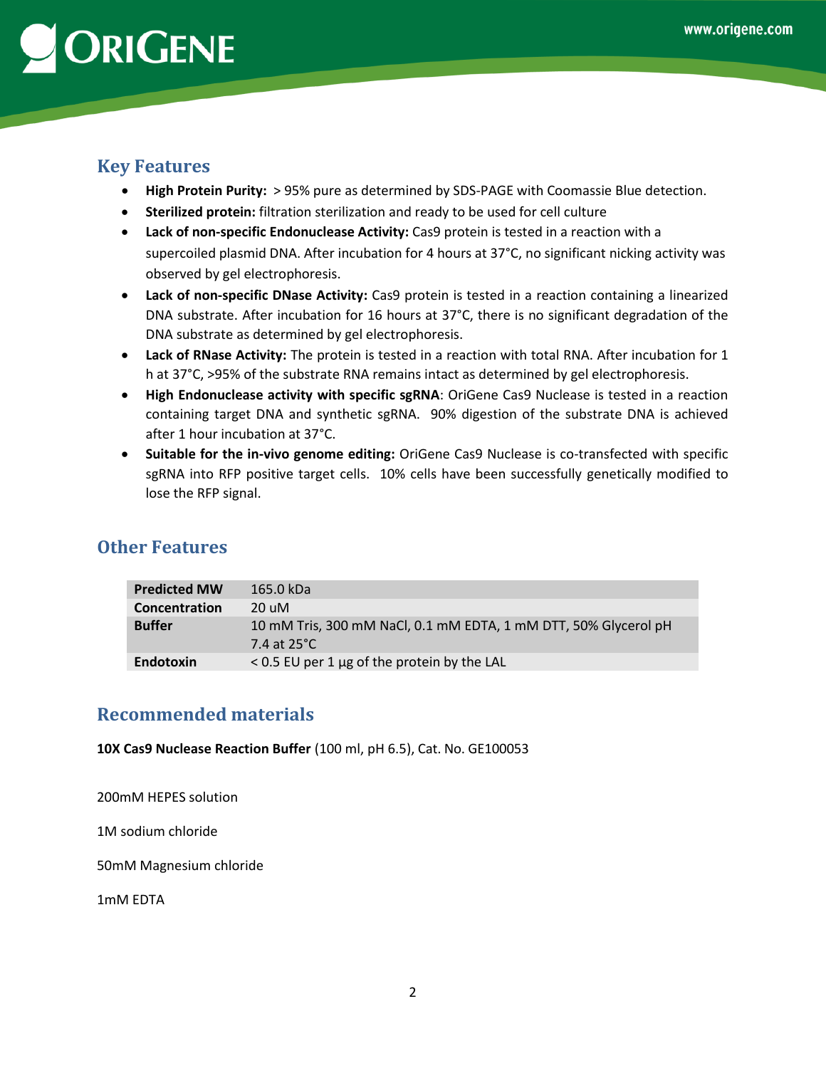## Key Features

- **High Protein Purity:** > 95% pure as determined by SDS-PAGE with Coomassie Blue detection.
- **Sterilized protein:** filtration sterilization and ready to be used for cell culture
- **Lack of non-specific Endonuclease Activity:** Cas9 protein is tested in a reaction with a supercoiled plasmid DNA. After incubation for 4 hours at 37°C, no significant nicking activity was observed by gel electrophoresis.
- **Lack of non-specific DNase Activity:** Cas9 protein is tested in a reaction containing a linearized DNA substrate. After incubation for 16 hours at 37°C, there is no significant degradation of the DNA substrate as determined by gel electrophoresis.
- **Lack of RNase Activity:** The protein is tested in a reaction with total RNA. After incubation for 1 h at 37°C, >95% of the substrate RNA remains intact as determined by gel electrophoresis.
- **High Endonuclease activity with specific sgRNA**: OriGene Cas9 Nuclease is tested in a reaction containing target DNA and synthetic sgRNA. 90% digestion of the substrate DNA is achieved after 1 hour incubation at 37°C.
- **Suitable for the in-vivo genome editing:** OriGene Cas9 Nuclease is co-transfected with specific sgRNA into RFP positive target cells. 10% cells have been successfully genetically modified to lose the RFP signal.

## Other Features

| | |
|---|---|
| **Predicted MW** | 165.0 kDa |
| **Concentration** | 20 uM |
| **Buffer** | 10 mM Tris, 300 mM NaCl, 0.1 mM EDTA, 1 mM DTT, 50% Glycerol pH 7.4 at 25°C |
| **Endotoxin** | < 0.5 EU per 1 µg of the protein by the LAL |

## Recommended materials

**10X Cas9 Nuclease Reaction Buffer** (100 ml, pH 6.5), Cat. No. GE100053

200mM HEPES solution

1M sodium chloride

50mM Magnesium chloride

1mM EDTA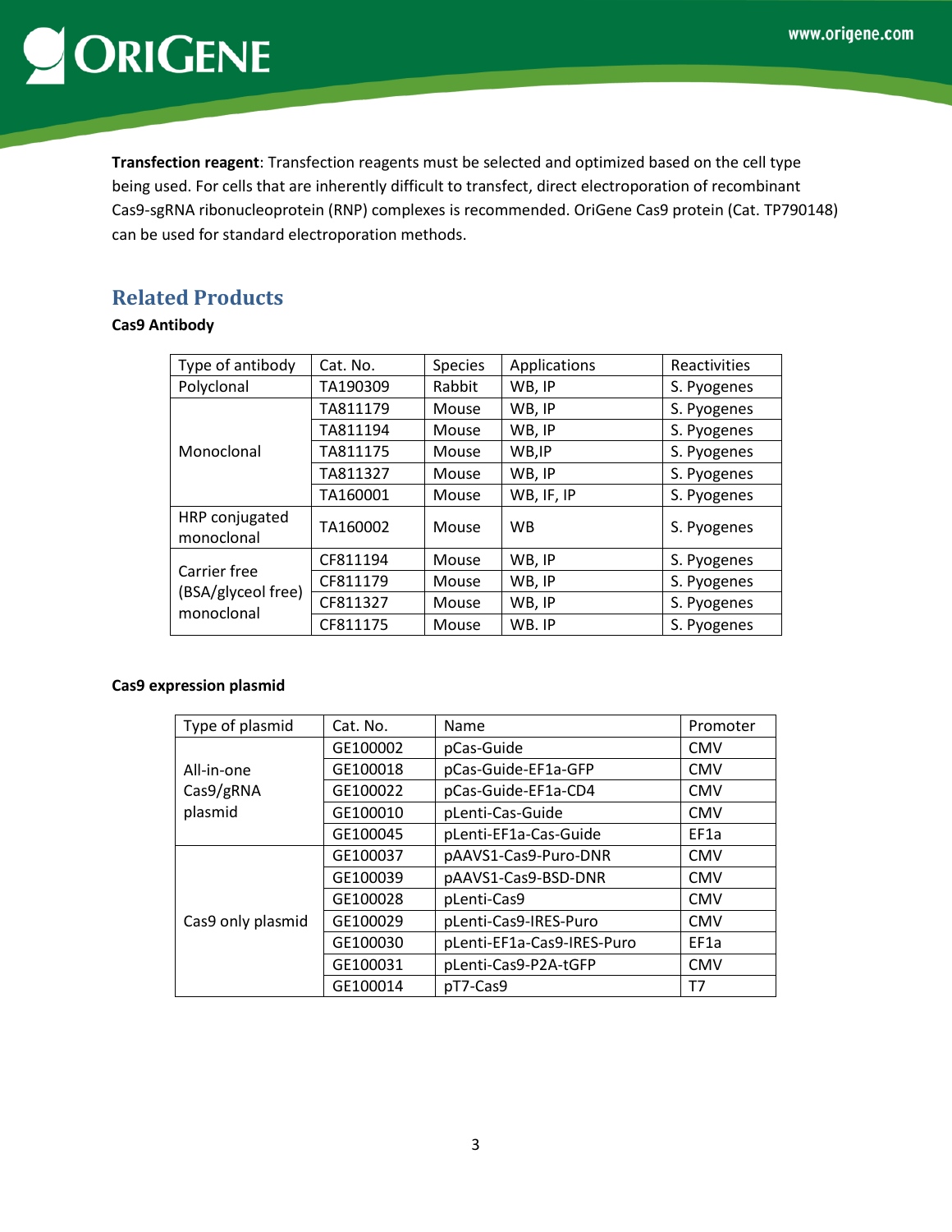**Transfection reagent**: Transfection reagents must be selected and optimized based on the cell type being used. For cells that are inherently difficult to transfect, direct electroporation of recombinant Cas9-sgRNA ribonucleoprotein (RNP) complexes is recommended. OriGene Cas9 protein (Cat. TP790148) can be used for standard electroporation methods.

## Related Products

**Cas9 Antibody**

| Type of antibody | Cat. No. | Species | Applications | Reactivities |
|---|---|---|---|---|
| Polyclonal | TA190309 | Rabbit | WB, IP | S. Pyogenes |
| Monoclonal | TA811179 | Mouse | WB, IP | S. Pyogenes |
| | TA811194 | Mouse | WB, IP | S. Pyogenes |
| | TA811175 | Mouse | WB,IP | S. Pyogenes |
| | TA811327 | Mouse | WB, IP | S. Pyogenes |
| | TA160001 | Mouse | WB, IF, IP | S. Pyogenes |
| HRP conjugated monoclonal | TA160002 | Mouse | WB | S. Pyogenes |
| Carrier free (BSA/glyceol free) monoclonal | CF811194 | Mouse | WB, IP | S. Pyogenes |
| | CF811179 | Mouse | WB, IP | S. Pyogenes |
| | CF811327 | Mouse | WB, IP | S. Pyogenes |
| | CF811175 | Mouse | WB. IP | S. Pyogenes |

**Cas9 expression plasmid**

| Type of plasmid | Cat. No. | Name | Promoter |
|---|---|---|---|
| All-in-one Cas9/gRNA plasmid | GE100002 | pCas-Guide | CMV |
| | GE100018 | pCas-Guide-EF1a-GFP | CMV |
| | GE100022 | pCas-Guide-EF1a-CD4 | CMV |
| | GE100010 | pLenti-Cas-Guide | CMV |
| | GE100045 | pLenti-EF1a-Cas-Guide | EF1a |
| Cas9 only plasmid | GE100037 | pAAVS1-Cas9-Puro-DNR | CMV |
| | GE100039 | pAAVS1-Cas9-BSD-DNR | CMV |
| | GE100028 | pLenti-Cas9 | CMV |
| | GE100029 | pLenti-Cas9-IRES-Puro | CMV |
| | GE100030 | pLenti-EF1a-Cas9-IRES-Puro | EF1a |
| | GE100031 | pLenti-Cas9-P2A-tGFP | CMV |
| | GE100014 | pT7-Cas9 | T7 |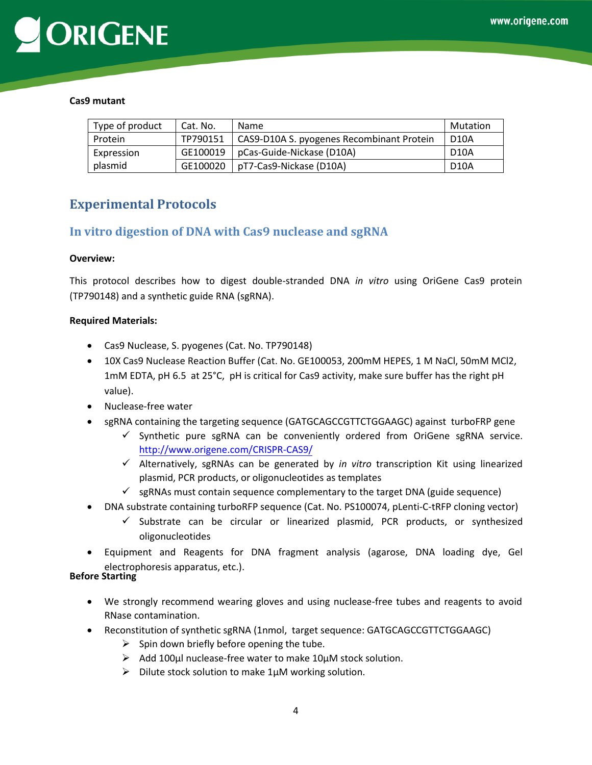**Cas9 mutant**

| Type of product | Cat. No. | Name | Mutation |
|---|---|---|---|
| Protein | TP790151 | CAS9-D10A S. pyogenes Recombinant Protein | D10A |
| Expression plasmid | GE100019 | pCas-Guide-Nickase (D10A) | D10A |
| | GE100020 | pT7-Cas9-Nickase (D10A) | D10A |

# Experimental Protocols

## In vitro digestion of DNA with Cas9 nuclease and sgRNA

**Overview:**

This protocol describes how to digest double-stranded DNA *in vitro* using OriGene Cas9 protein (TP790148) and a synthetic guide RNA (sgRNA).

**Required Materials:**

- Cas9 Nuclease, S. pyogenes (Cat. No. TP790148)
- 10X Cas9 Nuclease Reaction Buffer (Cat. No. GE100053, 200mM HEPES, 1 M NaCl, 50mM $MCl_2$, 1mM EDTA, pH 6.5 at 25°C, pH is critical for Cas9 activity, make sure buffer has the right pH value).
- Nuclease-free water
- sgRNA containing the targeting sequence (GATGCAGCCGTTCTGGAAGC) against turboFRP gene
  - ✓ Synthetic pure sgRNA can be conveniently ordered from OriGene sgRNA service. http://www.origene.com/CRISPR-CAS9/
  - ✓ Alternatively, sgRNAs can be generated by *in vitro* transcription Kit using linearized plasmid, PCR products, or oligonucleotides as templates
  - ✓ sgRNAs must contain sequence complementary to the target DNA (guide sequence)
- DNA substrate containing turboRFP sequence (Cat. No. PS100074, pLenti-C-tRFP cloning vector)
  - ✓ Substrate can be circular or linearized plasmid, PCR products, or synthesized oligonucleotides
- Equipment and Reagents for DNA fragment analysis (agarose, DNA loading dye, Gel electrophoresis apparatus, etc.).

**Before Starting**

- We strongly recommend wearing gloves and using nuclease-free tubes and reagents to avoid RNase contamination.
- Reconstitution of synthetic sgRNA (1nmol, target sequence: GATGCAGCCGTTCTGGAAGC)
  - ➢ Spin down briefly before opening the tube.
  - ➢ Add 100µl nuclease-free water to make 10µM stock solution.
  - ➢ Dilute stock solution to make 1µM working solution.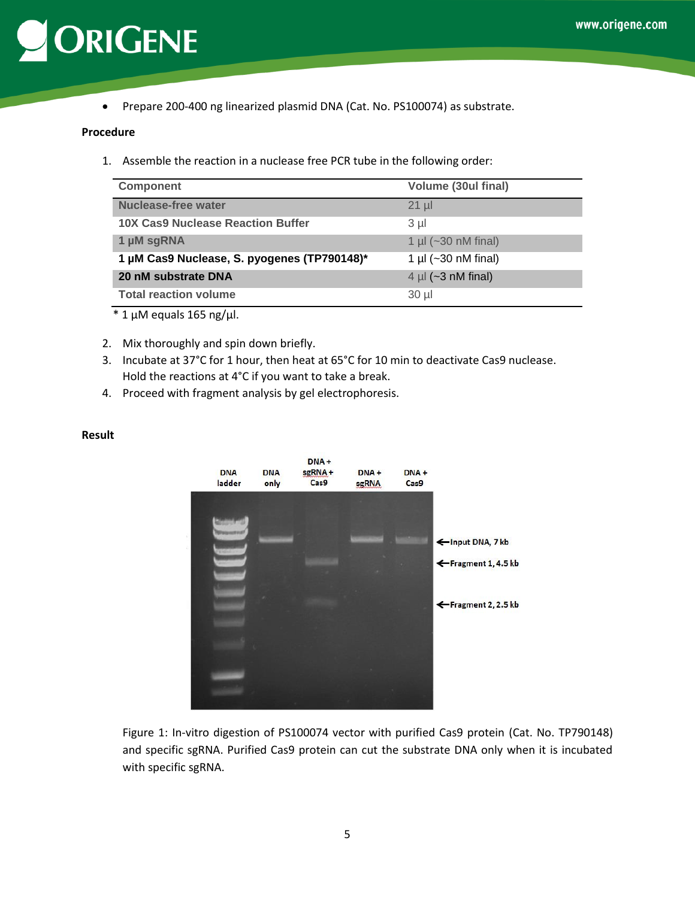- Prepare 200-400 ng linearized plasmid DNA (Cat. No. PS100074) as substrate.

**Procedure**

1. Assemble the reaction in a nuclease free PCR tube in the following order:

| Component | Volume (30ul final) |
|---|---|
| Nuclease-free water | 21 µl |
| 10X Cas9 Nuclease Reaction Buffer | 3 µl |
| 1 µM sgRNA | 1 µl (~30 nM final) |
| 1 µM Cas9 Nuclease, S. pyogenes (TP790148)* | 1 µl (~30 nM final) |
| 20 nM substrate DNA | 4 µl (~3 nM final) |
| Total reaction volume | 30 µl |

\* 1 µM equals 165 ng/µl.

2. Mix thoroughly and spin down briefly.
3. Incubate at 37°C for 1 hour, then heat at 65°C for 10 min to deactivate Cas9 nuclease. Hold the reactions at 4°C if you want to take a break.
4. Proceed with fragment analysis by gel electrophoresis.

**Result**

Figure 1: In-vitro digestion of PS100074 vector with purified Cas9 protein (Cat. No. TP790148) and specific sgRNA. Purified Cas9 protein can cut the substrate DNA only when it is incubated with specific sgRNA.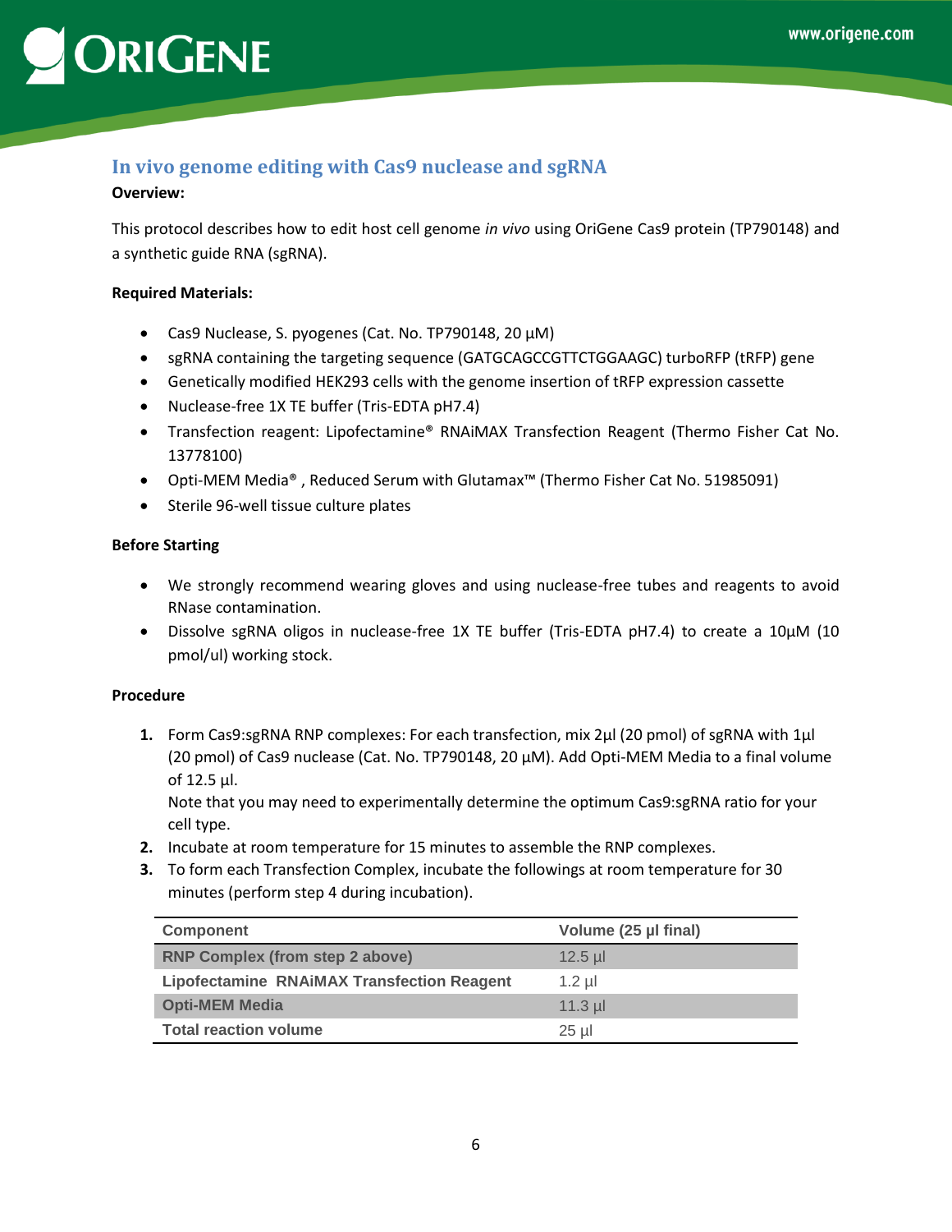## In vivo genome editing with Cas9 nuclease and sgRNA

**Overview:**

This protocol describes how to edit host cell genome *in vivo* using OriGene Cas9 protein (TP790148) and a synthetic guide RNA (sgRNA).

**Required Materials:**

- Cas9 Nuclease, S. pyogenes (Cat. No. TP790148, 20 µM)
- sgRNA containing the targeting sequence (GATGCAGCCGTTCTGGAAGC) turboRFP (tRFP) gene
- Genetically modified HEK293 cells with the genome insertion of tRFP expression cassette
- Nuclease-free 1X TE buffer (Tris-EDTA pH7.4)
- Transfection reagent: Lipofectamine® RNAiMAX Transfection Reagent (Thermo Fisher Cat No. 13778100)
- Opti-MEM Media® , Reduced Serum with Glutamax™ (Thermo Fisher Cat No. 51985091)
- Sterile 96-well tissue culture plates

**Before Starting**

- We strongly recommend wearing gloves and using nuclease-free tubes and reagents to avoid RNase contamination.
- Dissolve sgRNA oligos in nuclease-free 1X TE buffer (Tris-EDTA pH7.4) to create a 10µM (10 pmol/ul) working stock.

**Procedure**

1. Form Cas9:sgRNA RNP complexes: For each transfection, mix 2µl (20 pmol) of sgRNA with 1µl (20 pmol) of Cas9 nuclease (Cat. No. TP790148, 20 µM). Add Opti-MEM Media to a final volume of 12.5 µl.
   Note that you may need to experimentally determine the optimum Cas9:sgRNA ratio for your cell type.
2. Incubate at room temperature for 15 minutes to assemble the RNP complexes.
3. To form each Transfection Complex, incubate the followings at room temperature for 30 minutes (perform step 4 during incubation).

| Component | Volume (25 µl final) |
|---|---|
| RNP Complex (from step 2 above) | 12.5 µl |
| Lipofectamine RNAiMAX Transfection Reagent | 1.2 µl |
| Opti-MEM Media | 11.3 µl |
| Total reaction volume | 25 µl |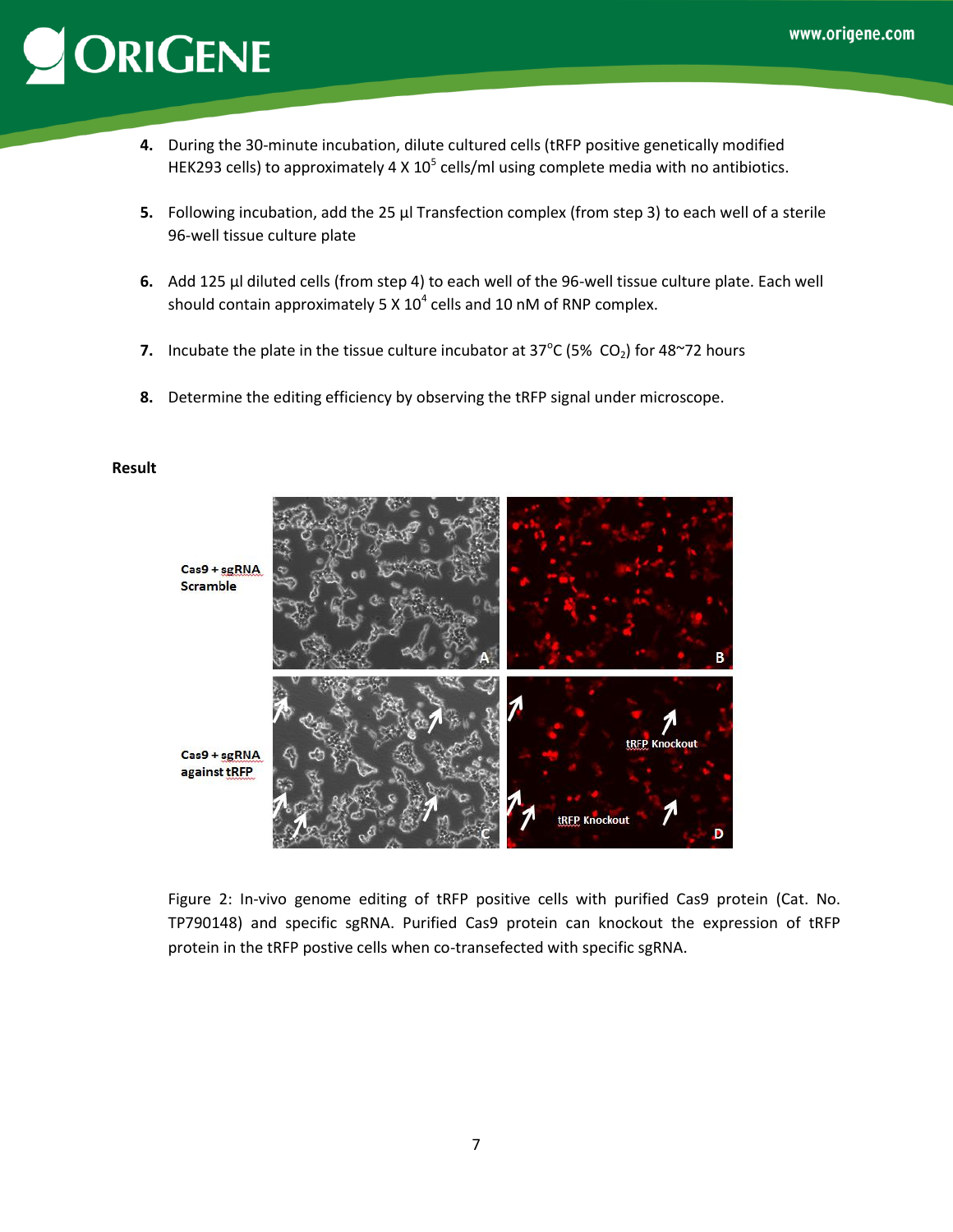4. During the 30-minute incubation, dilute cultured cells (tRFP positive genetically modified HEK293 cells) to approximately 4 X $10^5$ cells/ml using complete media with no antibiotics.

5. Following incubation, add the 25 µl Transfection complex (from step 3) to each well of a sterile 96-well tissue culture plate

6. Add 125 µl diluted cells (from step 4) to each well of the 96-well tissue culture plate. Each well should contain approximately 5 X $10^4$ cells and 10 nM of RNP complex.

7. Incubate the plate in the tissue culture incubator at 37°C (5% $CO_2$) for 48~72 hours

8. Determine the editing efficiency by observing the tRFP signal under microscope.

**Result**

Cas9 + sgRNA Scramble

Cas9 + sgRNA against tRFP

A

B

C

D

tRFP Knockout

tRFP Knockout

Figure 2: In-vivo genome editing of tRFP positive cells with purified Cas9 protein (Cat. No. TP790148) and specific sgRNA. Purified Cas9 protein can knockout the expression of tRFP protein in the tRFP postive cells when co-transefected with specific sgRNA.